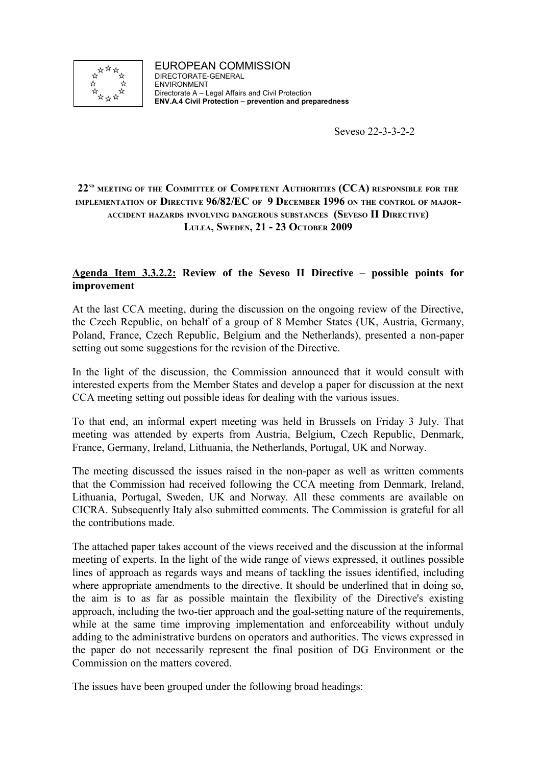EUROPEAN COMMISSION
DIRECTORATE-GENERAL
ENVIRONMENT
Directorate A – Legal Affairs and Civil Protection
**ENV.A.4 Civil Protection – prevention and preparedness**

Seveso 22-3-3-2-2

**22[ND] MEETING OF THE COMMITTEE OF COMPETENT AUTHORITIES (CCA) RESPONSIBLE FOR THE IMPLEMENTATION OF DIRECTIVE 96/82/EC OF 9 DECEMBER 1996 ON THE CONTROL OF MAJOR-ACCIDENT HAZARDS INVOLVING DANGEROUS SUBSTANCES (SEVESO II DIRECTIVE)**
**LULEA, SWEDEN, 21 - 23 OCTOBER 2009**

**<u>Agenda Item 3.3.2.2:</u> Review of the Seveso II Directive – possible points for improvement**

At the last CCA meeting, during the discussion on the ongoing review of the Directive, the Czech Republic, on behalf of a group of 8 Member States (UK, Austria, Germany, Poland, France, Czech Republic, Belgium and the Netherlands), presented a non-paper setting out some suggestions for the revision of the Directive.

In the light of the discussion, the Commission announced that it would consult with interested experts from the Member States and develop a paper for discussion at the next CCA meeting setting out possible ideas for dealing with the various issues.

To that end, an informal expert meeting was held in Brussels on Friday 3 July. That meeting was attended by experts from Austria, Belgium, Czech Republic, Denmark, France, Germany, Ireland, Lithuania, the Netherlands, Portugal, UK and Norway.

The meeting discussed the issues raised in the non-paper as well as written comments that the Commission had received following the CCA meeting from Denmark, Ireland, Lithuania, Portugal, Sweden, UK and Norway. All these comments are available on CICRA. Subsequently Italy also submitted comments. The Commission is grateful for all the contributions made.

The attached paper takes account of the views received and the discussion at the informal meeting of experts. In the light of the wide range of views expressed, it outlines possible lines of approach as regards ways and means of tackling the issues identified, including where appropriate amendments to the directive. It should be underlined that in doing so, the aim is to as far as possible maintain the flexibility of the Directive's existing approach, including the two-tier approach and the goal-setting nature of the requirements, while at the same time improving implementation and enforceability without unduly adding to the administrative burdens on operators and authorities. The views expressed in the paper do not necessarily represent the final position of DG Environment or the Commission on the matters covered.

The issues have been grouped under the following broad headings: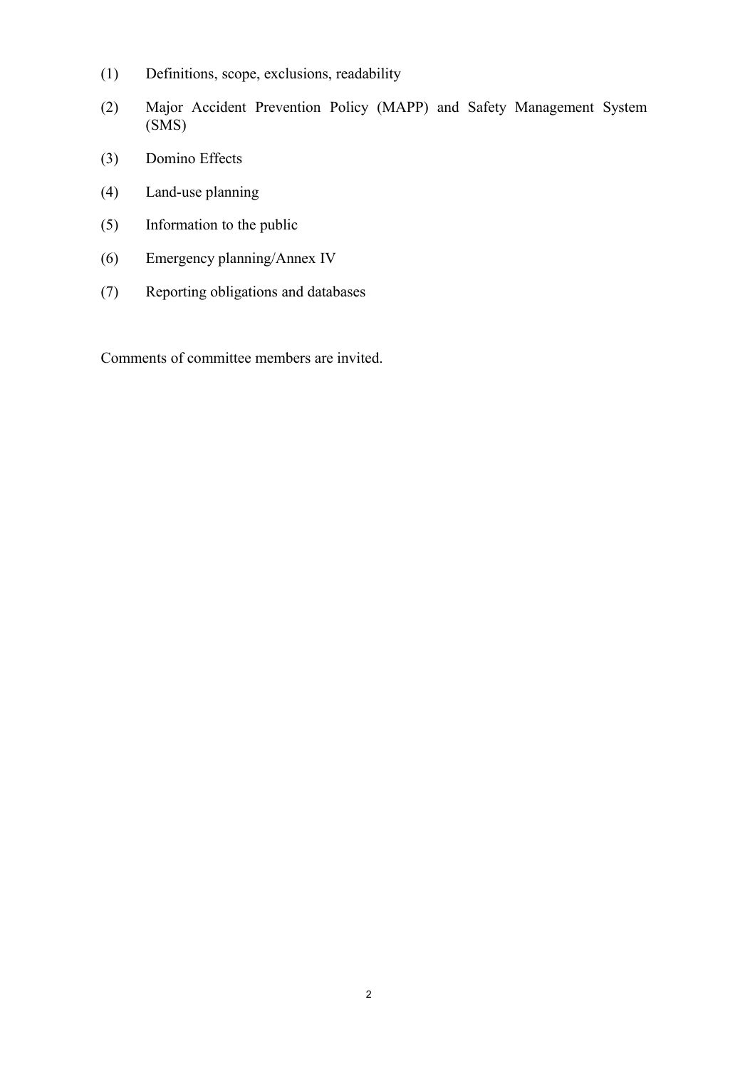(1) Definitions, scope, exclusions, readability

(2) Major Accident Prevention Policy (MAPP) and Safety Management System (SMS)

(3) Domino Effects

(4) Land-use planning

(5) Information to the public

(6) Emergency planning/Annex IV

(7) Reporting obligations and databases

Comments of committee members are invited.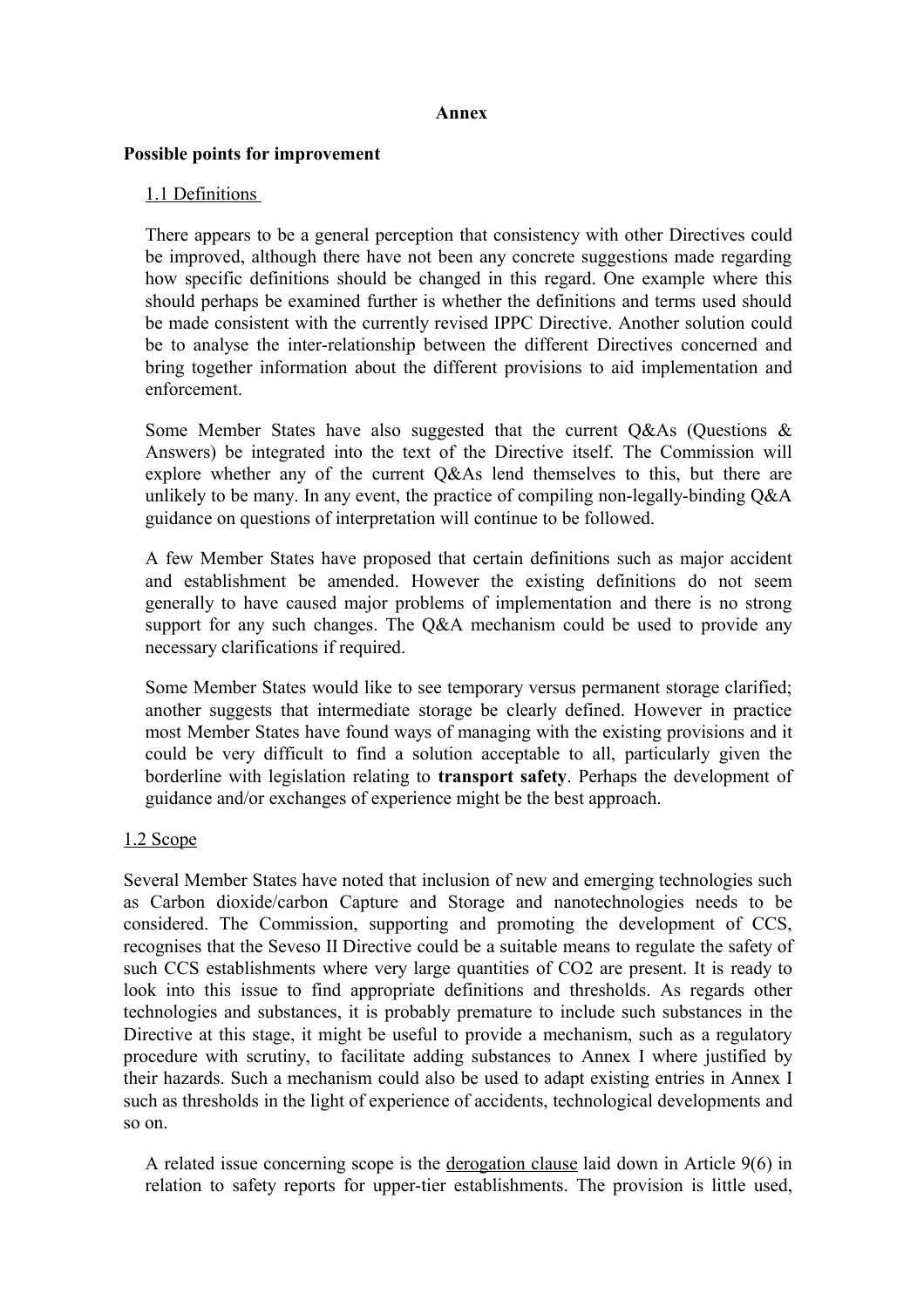**Annex**

**Possible points for improvement**

1.1 Definitions

There appears to be a general perception that consistency with other Directives could be improved, although there have not been any concrete suggestions made regarding how specific definitions should be changed in this regard. One example where this should perhaps be examined further is whether the definitions and terms used should be made consistent with the currently revised IPPC Directive. Another solution could be to analyse the inter-relationship between the different Directives concerned and bring together information about the different provisions to aid implementation and enforcement.

Some Member States have also suggested that the current Q&As (Questions & Answers) be integrated into the text of the Directive itself. The Commission will explore whether any of the current Q&As lend themselves to this, but there are unlikely to be many. In any event, the practice of compiling non-legally-binding Q&A guidance on questions of interpretation will continue to be followed.

A few Member States have proposed that certain definitions such as major accident and establishment be amended. However the existing definitions do not seem generally to have caused major problems of implementation and there is no strong support for any such changes. The Q&A mechanism could be used to provide any necessary clarifications if required.

Some Member States would like to see temporary versus permanent storage clarified; another suggests that intermediate storage be clearly defined. However in practice most Member States have found ways of managing with the existing provisions and it could be very difficult to find a solution acceptable to all, particularly given the borderline with legislation relating to **transport safety**. Perhaps the development of guidance and/or exchanges of experience might be the best approach.

1.2 Scope

Several Member States have noted that inclusion of new and emerging technologies such as Carbon dioxide/carbon Capture and Storage and nanotechnologies needs to be considered. The Commission, supporting and promoting the development of CCS, recognises that the Seveso II Directive could be a suitable means to regulate the safety of such CCS establishments where very large quantities of $CO_2$ are present. It is ready to look into this issue to find appropriate definitions and thresholds. As regards other technologies and substances, it is probably premature to include such substances in the Directive at this stage, it might be useful to provide a mechanism, such as a regulatory procedure with scrutiny, to facilitate adding substances to Annex I where justified by their hazards. Such a mechanism could also be used to adapt existing entries in Annex I such as thresholds in the light of experience of accidents, technological developments and so on.

A related issue concerning scope is the derogation clause laid down in Article 9(6) in relation to safety reports for upper-tier establishments. The provision is little used,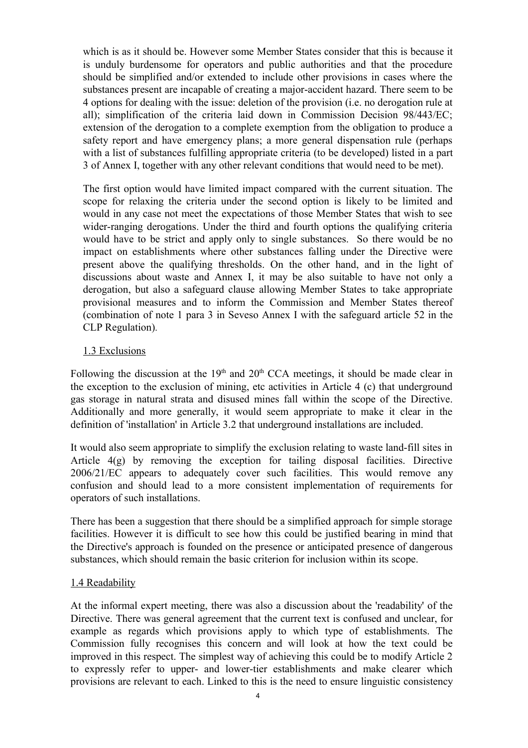which is as it should be. However some Member States consider that this is because it is unduly burdensome for operators and public authorities and that the procedure should be simplified and/or extended to include other provisions in cases where the substances present are incapable of creating a major-accident hazard. There seem to be 4 options for dealing with the issue: deletion of the provision (i.e. no derogation rule at all); simplification of the criteria laid down in Commission Decision 98/443/EC; extension of the derogation to a complete exemption from the obligation to produce a safety report and have emergency plans; a more general dispensation rule (perhaps with a list of substances fulfilling appropriate criteria (to be developed) listed in a part 3 of Annex I, together with any other relevant conditions that would need to be met).

The first option would have limited impact compared with the current situation. The scope for relaxing the criteria under the second option is likely to be limited and would in any case not meet the expectations of those Member States that wish to see wider-ranging derogations. Under the third and fourth options the qualifying criteria would have to be strict and apply only to single substances. So there would be no impact on establishments where other substances falling under the Directive were present above the qualifying thresholds. On the other hand, and in the light of discussions about waste and Annex I, it may be also suitable to have not only a derogation, but also a safeguard clause allowing Member States to take appropriate provisional measures and to inform the Commission and Member States thereof (combination of note 1 para 3 in Seveso Annex I with the safeguard article 52 in the CLP Regulation).

1.3 Exclusions

Following the discussion at the 19th and 20th CCA meetings, it should be made clear in the exception to the exclusion of mining, etc activities in Article 4 (c) that underground gas storage in natural strata and disused mines fall within the scope of the Directive. Additionally and more generally, it would seem appropriate to make it clear in the definition of 'installation' in Article 3.2 that underground installations are included.

It would also seem appropriate to simplify the exclusion relating to waste land-fill sites in Article 4(g) by removing the exception for tailing disposal facilities. Directive 2006/21/EC appears to adequately cover such facilities. This would remove any confusion and should lead to a more consistent implementation of requirements for operators of such installations.

There has been a suggestion that there should be a simplified approach for simple storage facilities. However it is difficult to see how this could be justified bearing in mind that the Directive's approach is founded on the presence or anticipated presence of dangerous substances, which should remain the basic criterion for inclusion within its scope.

1.4 Readability

At the informal expert meeting, there was also a discussion about the 'readability' of the Directive. There was general agreement that the current text is confused and unclear, for example as regards which provisions apply to which type of establishments. The Commission fully recognises this concern and will look at how the text could be improved in this respect. The simplest way of achieving this could be to modify Article 2 to expressly refer to upper- and lower-tier establishments and make clearer which provisions are relevant to each. Linked to this is the need to ensure linguistic consistency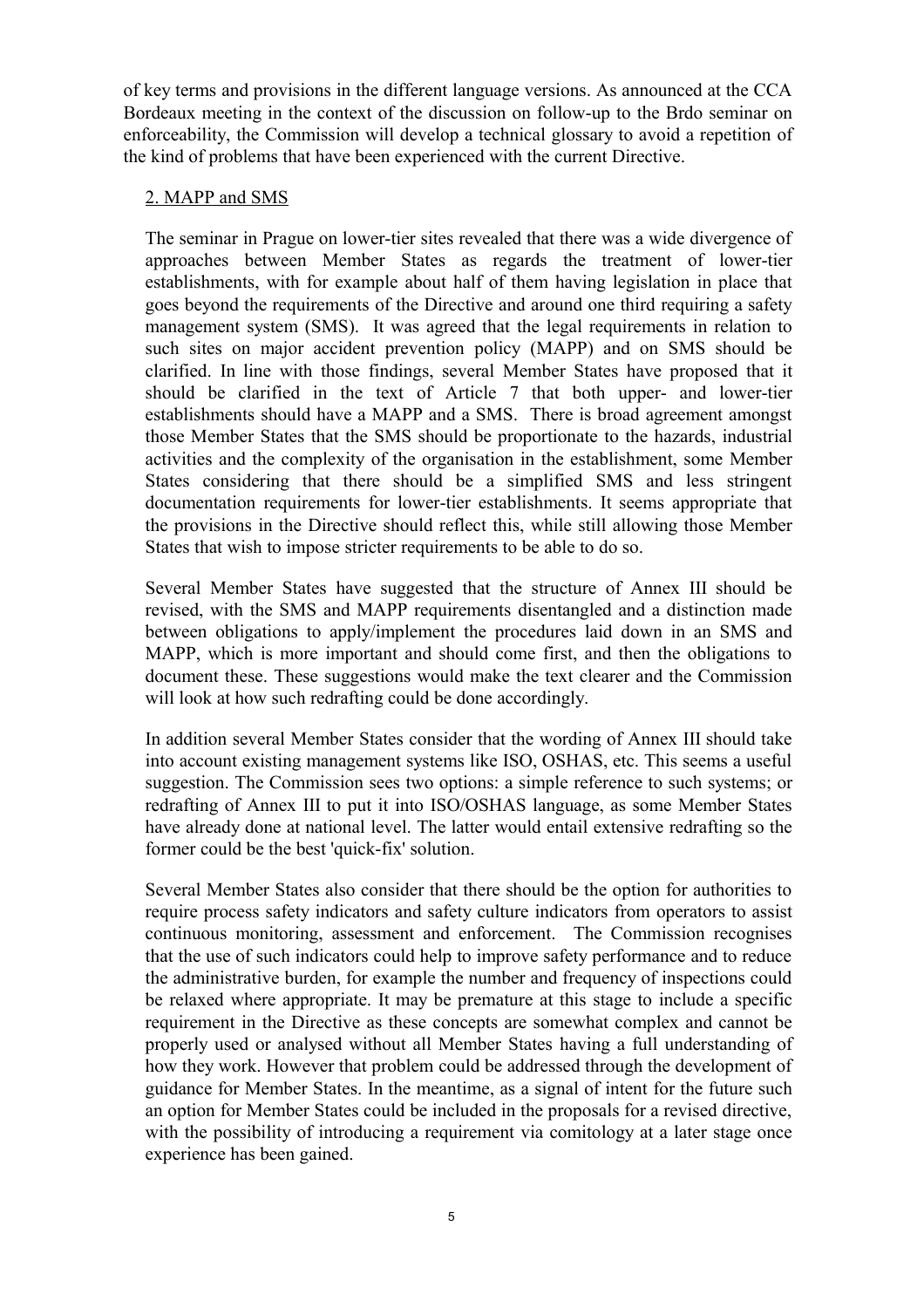of key terms and provisions in the different language versions. As announced at the CCA Bordeaux meeting in the context of the discussion on follow-up to the Brdo seminar on enforceability, the Commission will develop a technical glossary to avoid a repetition of the kind of problems that have been experienced with the current Directive.

2. MAPP and SMS

The seminar in Prague on lower-tier sites revealed that there was a wide divergence of approaches between Member States as regards the treatment of lower-tier establishments, with for example about half of them having legislation in place that goes beyond the requirements of the Directive and around one third requiring a safety management system (SMS). It was agreed that the legal requirements in relation to such sites on major accident prevention policy (MAPP) and on SMS should be clarified. In line with those findings, several Member States have proposed that it should be clarified in the text of Article 7 that both upper- and lower-tier establishments should have a MAPP and a SMS. There is broad agreement amongst those Member States that the SMS should be proportionate to the hazards, industrial activities and the complexity of the organisation in the establishment, some Member States considering that there should be a simplified SMS and less stringent documentation requirements for lower-tier establishments. It seems appropriate that the provisions in the Directive should reflect this, while still allowing those Member States that wish to impose stricter requirements to be able to do so.

Several Member States have suggested that the structure of Annex III should be revised, with the SMS and MAPP requirements disentangled and a distinction made between obligations to apply/implement the procedures laid down in an SMS and MAPP, which is more important and should come first, and then the obligations to document these. These suggestions would make the text clearer and the Commission will look at how such redrafting could be done accordingly.

In addition several Member States consider that the wording of Annex III should take into account existing management systems like ISO, OSHAS, etc. This seems a useful suggestion. The Commission sees two options: a simple reference to such systems; or redrafting of Annex III to put it into ISO/OSHAS language, as some Member States have already done at national level. The latter would entail extensive redrafting so the former could be the best 'quick-fix' solution.

Several Member States also consider that there should be the option for authorities to require process safety indicators and safety culture indicators from operators to assist continuous monitoring, assessment and enforcement. The Commission recognises that the use of such indicators could help to improve safety performance and to reduce the administrative burden, for example the number and frequency of inspections could be relaxed where appropriate. It may be premature at this stage to include a specific requirement in the Directive as these concepts are somewhat complex and cannot be properly used or analysed without all Member States having a full understanding of how they work. However that problem could be addressed through the development of guidance for Member States. In the meantime, as a signal of intent for the future such an option for Member States could be included in the proposals for a revised directive, with the possibility of introducing a requirement via comitology at a later stage once experience has been gained.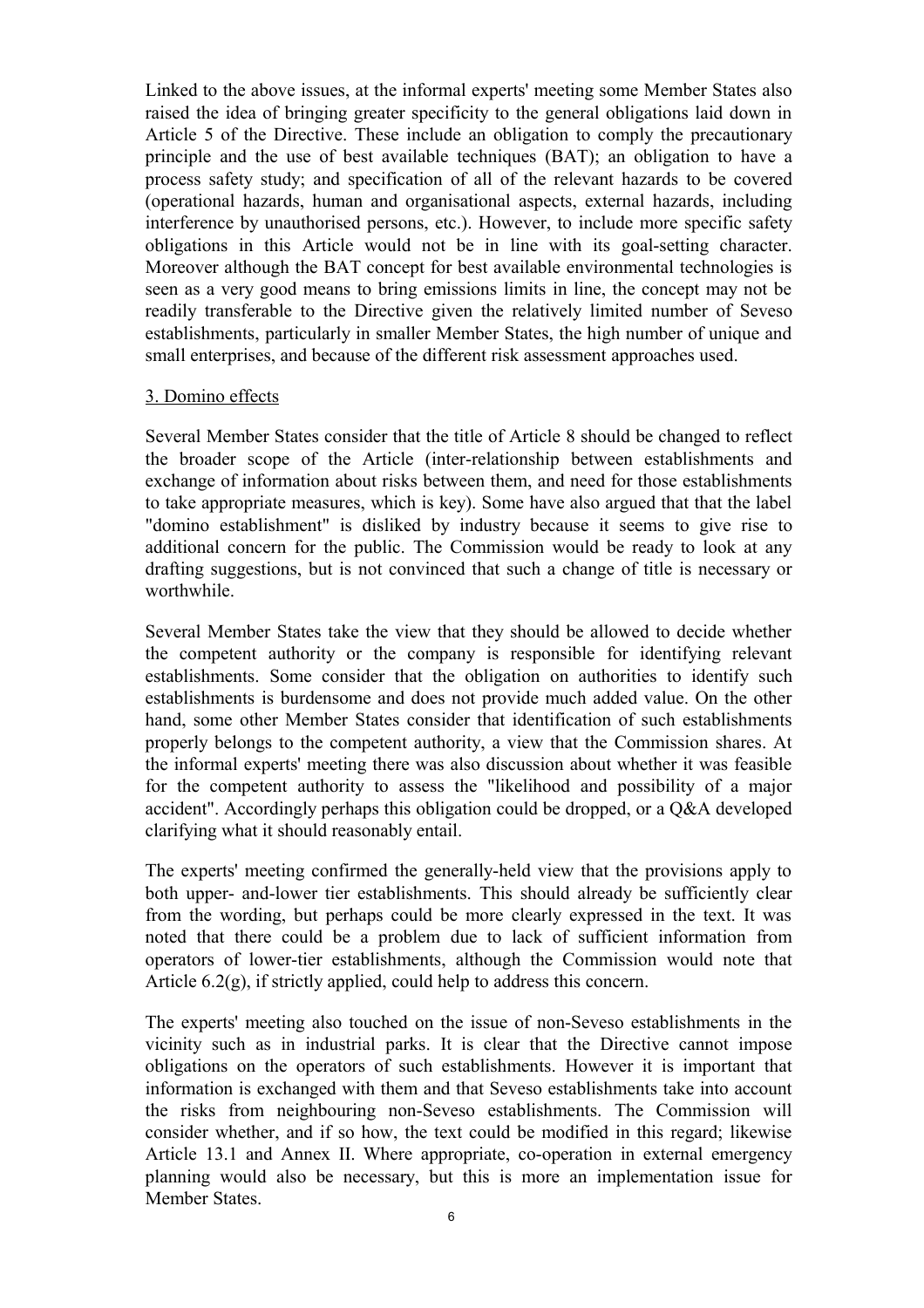Linked to the above issues, at the informal experts' meeting some Member States also raised the idea of bringing greater specificity to the general obligations laid down in Article 5 of the Directive. These include an obligation to comply the precautionary principle and the use of best available techniques (BAT); an obligation to have a process safety study; and specification of all of the relevant hazards to be covered (operational hazards, human and organisational aspects, external hazards, including interference by unauthorised persons, etc.). However, to include more specific safety obligations in this Article would not be in line with its goal-setting character. Moreover although the BAT concept for best available environmental technologies is seen as a very good means to bring emissions limits in line, the concept may not be readily transferable to the Directive given the relatively limited number of Seveso establishments, particularly in smaller Member States, the high number of unique and small enterprises, and because of the different risk assessment approaches used.

3. Domino effects

Several Member States consider that the title of Article 8 should be changed to reflect the broader scope of the Article (inter-relationship between establishments and exchange of information about risks between them, and need for those establishments to take appropriate measures, which is key). Some have also argued that that the label "domino establishment" is disliked by industry because it seems to give rise to additional concern for the public. The Commission would be ready to look at any drafting suggestions, but is not convinced that such a change of title is necessary or worthwhile.

Several Member States take the view that they should be allowed to decide whether the competent authority or the company is responsible for identifying relevant establishments. Some consider that the obligation on authorities to identify such establishments is burdensome and does not provide much added value. On the other hand, some other Member States consider that identification of such establishments properly belongs to the competent authority, a view that the Commission shares. At the informal experts' meeting there was also discussion about whether it was feasible for the competent authority to assess the "likelihood and possibility of a major accident". Accordingly perhaps this obligation could be dropped, or a Q&A developed clarifying what it should reasonably entail.

The experts' meeting confirmed the generally-held view that the provisions apply to both upper- and-lower tier establishments. This should already be sufficiently clear from the wording, but perhaps could be more clearly expressed in the text. It was noted that there could be a problem due to lack of sufficient information from operators of lower-tier establishments, although the Commission would note that Article 6.2(g), if strictly applied, could help to address this concern.

The experts' meeting also touched on the issue of non-Seveso establishments in the vicinity such as in industrial parks. It is clear that the Directive cannot impose obligations on the operators of such establishments. However it is important that information is exchanged with them and that Seveso establishments take into account the risks from neighbouring non-Seveso establishments. The Commission will consider whether, and if so how, the text could be modified in this regard; likewise Article 13.1 and Annex II. Where appropriate, co-operation in external emergency planning would also be necessary, but this is more an implementation issue for Member States.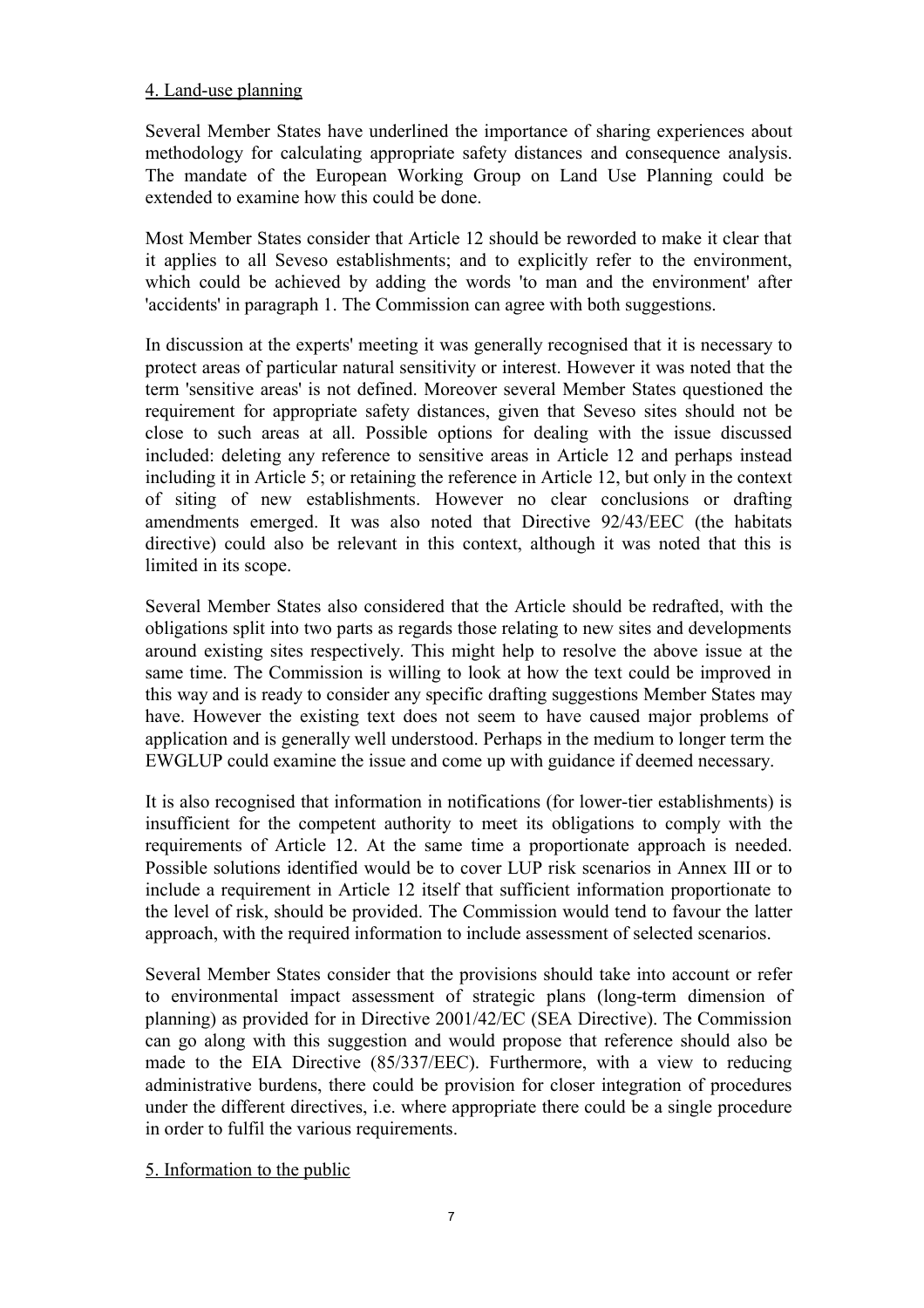4. Land-use planning

Several Member States have underlined the importance of sharing experiences about methodology for calculating appropriate safety distances and consequence analysis. The mandate of the European Working Group on Land Use Planning could be extended to examine how this could be done.

Most Member States consider that Article 12 should be reworded to make it clear that it applies to all Seveso establishments; and to explicitly refer to the environment, which could be achieved by adding the words 'to man and the environment' after 'accidents' in paragraph 1. The Commission can agree with both suggestions.

In discussion at the experts' meeting it was generally recognised that it is necessary to protect areas of particular natural sensitivity or interest. However it was noted that the term 'sensitive areas' is not defined. Moreover several Member States questioned the requirement for appropriate safety distances, given that Seveso sites should not be close to such areas at all. Possible options for dealing with the issue discussed included: deleting any reference to sensitive areas in Article 12 and perhaps instead including it in Article 5; or retaining the reference in Article 12, but only in the context of siting of new establishments. However no clear conclusions or drafting amendments emerged. It was also noted that Directive 92/43/EEC (the habitats directive) could also be relevant in this context, although it was noted that this is limited in its scope.

Several Member States also considered that the Article should be redrafted, with the obligations split into two parts as regards those relating to new sites and developments around existing sites respectively. This might help to resolve the above issue at the same time. The Commission is willing to look at how the text could be improved in this way and is ready to consider any specific drafting suggestions Member States may have. However the existing text does not seem to have caused major problems of application and is generally well understood. Perhaps in the medium to longer term the EWGLUP could examine the issue and come up with guidance if deemed necessary.

It is also recognised that information in notifications (for lower-tier establishments) is insufficient for the competent authority to meet its obligations to comply with the requirements of Article 12. At the same time a proportionate approach is needed. Possible solutions identified would be to cover LUP risk scenarios in Annex III or to include a requirement in Article 12 itself that sufficient information proportionate to the level of risk, should be provided. The Commission would tend to favour the latter approach, with the required information to include assessment of selected scenarios.

Several Member States consider that the provisions should take into account or refer to environmental impact assessment of strategic plans (long-term dimension of planning) as provided for in Directive 2001/42/EC (SEA Directive). The Commission can go along with this suggestion and would propose that reference should also be made to the EIA Directive (85/337/EEC). Furthermore, with a view to reducing administrative burdens, there could be provision for closer integration of procedures under the different directives, i.e. where appropriate there could be a single procedure in order to fulfil the various requirements.

5. Information to the public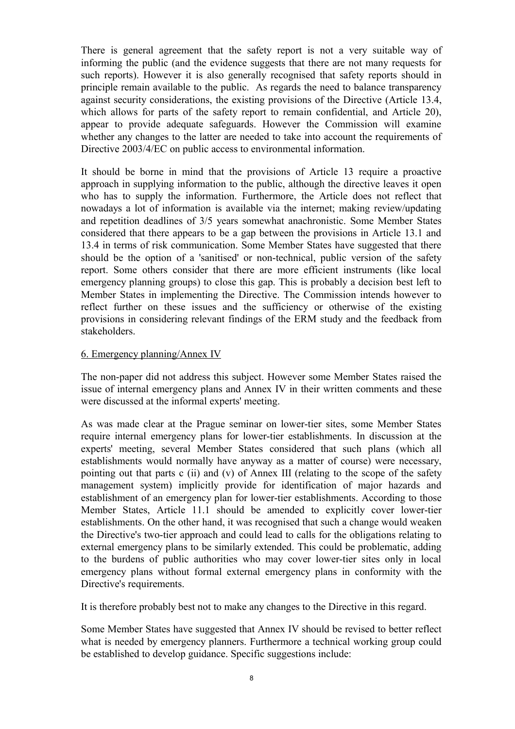There is general agreement that the safety report is not a very suitable way of informing the public (and the evidence suggests that there are not many requests for such reports). However it is also generally recognised that safety reports should in principle remain available to the public. As regards the need to balance transparency against security considerations, the existing provisions of the Directive (Article 13.4, which allows for parts of the safety report to remain confidential, and Article 20), appear to provide adequate safeguards. However the Commission will examine whether any changes to the latter are needed to take into account the requirements of Directive 2003/4/EC on public access to environmental information.

It should be borne in mind that the provisions of Article 13 require a proactive approach in supplying information to the public, although the directive leaves it open who has to supply the information. Furthermore, the Article does not reflect that nowadays a lot of information is available via the internet; making review/updating and repetition deadlines of 3/5 years somewhat anachronistic. Some Member States considered that there appears to be a gap between the provisions in Article 13.1 and 13.4 in terms of risk communication. Some Member States have suggested that there should be the option of a 'sanitised' or non-technical, public version of the safety report. Some others consider that there are more efficient instruments (like local emergency planning groups) to close this gap. This is probably a decision best left to Member States in implementing the Directive. The Commission intends however to reflect further on these issues and the sufficiency or otherwise of the existing provisions in considering relevant findings of the ERM study and the feedback from stakeholders.

6. Emergency planning/Annex IV

The non-paper did not address this subject. However some Member States raised the issue of internal emergency plans and Annex IV in their written comments and these were discussed at the informal experts' meeting.

As was made clear at the Prague seminar on lower-tier sites, some Member States require internal emergency plans for lower-tier establishments. In discussion at the experts' meeting, several Member States considered that such plans (which all establishments would normally have anyway as a matter of course) were necessary, pointing out that parts c (ii) and (v) of Annex III (relating to the scope of the safety management system) implicitly provide for identification of major hazards and establishment of an emergency plan for lower-tier establishments. According to those Member States, Article 11.1 should be amended to explicitly cover lower-tier establishments. On the other hand, it was recognised that such a change would weaken the Directive's two-tier approach and could lead to calls for the obligations relating to external emergency plans to be similarly extended. This could be problematic, adding to the burdens of public authorities who may cover lower-tier sites only in local emergency plans without formal external emergency plans in conformity with the Directive's requirements.

It is therefore probably best not to make any changes to the Directive in this regard.

Some Member States have suggested that Annex IV should be revised to better reflect what is needed by emergency planners. Furthermore a technical working group could be established to develop guidance. Specific suggestions include: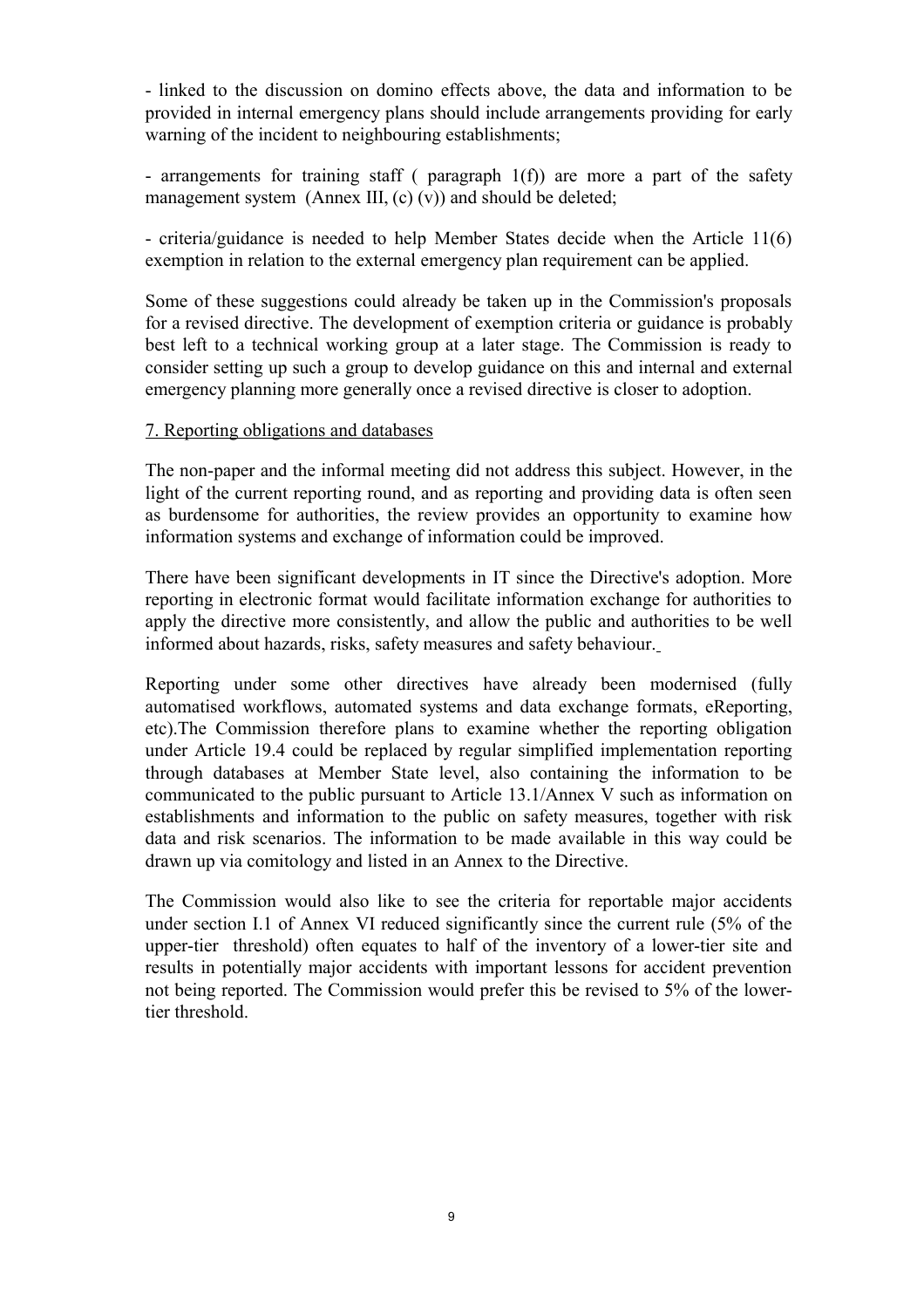- linked to the discussion on domino effects above, the data and information to be provided in internal emergency plans should include arrangements providing for early warning of the incident to neighbouring establishments;

- arrangements for training staff ( paragraph 1(f)) are more a part of the safety management system (Annex III, (c) (v)) and should be deleted;

- criteria/guidance is needed to help Member States decide when the Article 11(6) exemption in relation to the external emergency plan requirement can be applied.

Some of these suggestions could already be taken up in the Commission's proposals for a revised directive. The development of exemption criteria or guidance is probably best left to a technical working group at a later stage. The Commission is ready to consider setting up such a group to develop guidance on this and internal and external emergency planning more generally once a revised directive is closer to adoption.

7. Reporting obligations and databases

The non-paper and the informal meeting did not address this subject. However, in the light of the current reporting round, and as reporting and providing data is often seen as burdensome for authorities, the review provides an opportunity to examine how information systems and exchange of information could be improved.

There have been significant developments in IT since the Directive's adoption. More reporting in electronic format would facilitate information exchange for authorities to apply the directive more consistently, and allow the public and authorities to be well informed about hazards, risks, safety measures and safety behaviour.

Reporting under some other directives have already been modernised (fully automatised workflows, automated systems and data exchange formats, eReporting, etc).The Commission therefore plans to examine whether the reporting obligation under Article 19.4 could be replaced by regular simplified implementation reporting through databases at Member State level, also containing the information to be communicated to the public pursuant to Article 13.1/Annex V such as information on establishments and information to the public on safety measures, together with risk data and risk scenarios. The information to be made available in this way could be drawn up via comitology and listed in an Annex to the Directive.

The Commission would also like to see the criteria for reportable major accidents under section I.1 of Annex VI reduced significantly since the current rule (5% of the upper-tier threshold) often equates to half of the inventory of a lower-tier site and results in potentially major accidents with important lessons for accident prevention not being reported. The Commission would prefer this be revised to 5% of the lower-tier threshold.